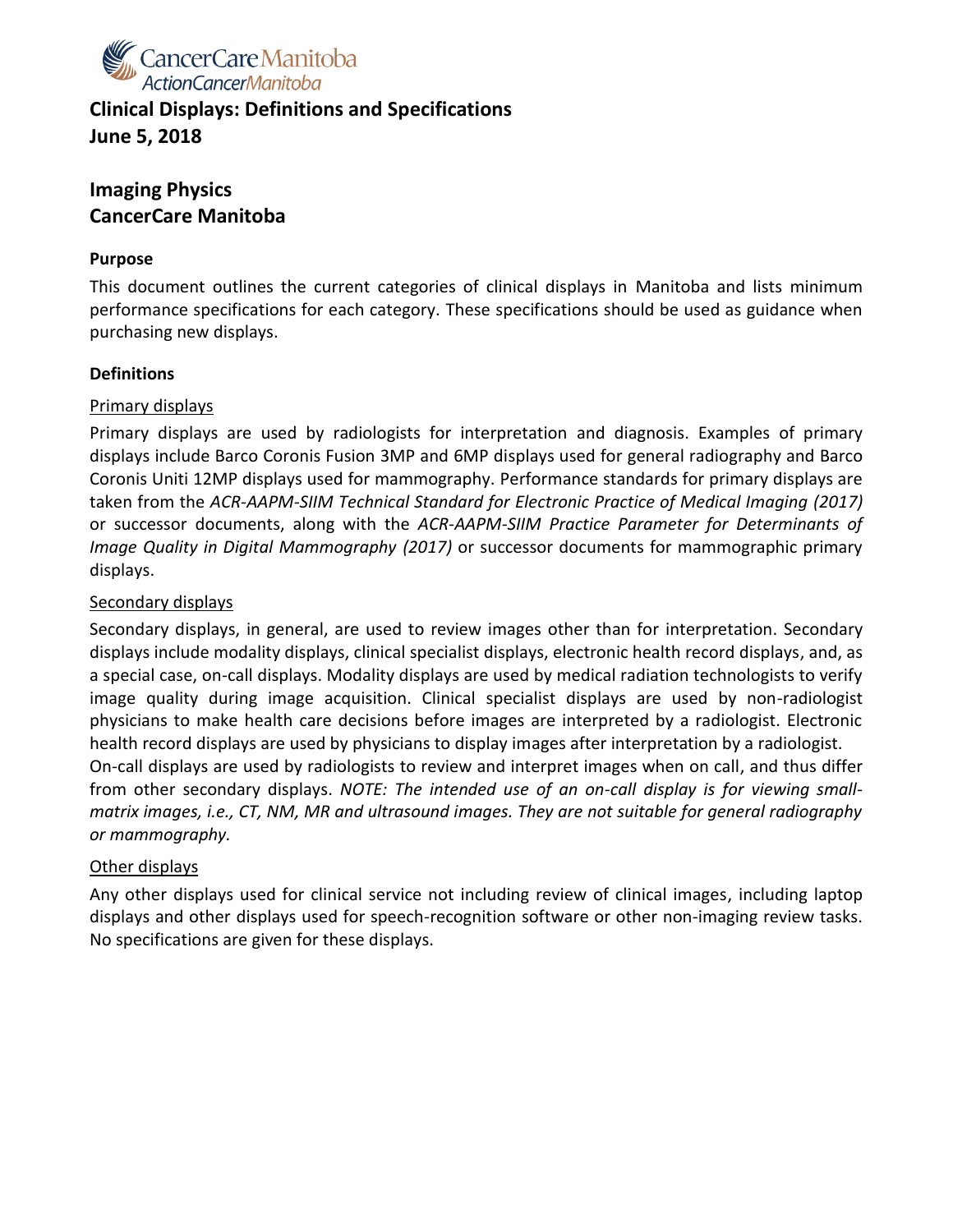CancerCare Manitoba
ActionCancerManitoba

# Clinical Displays: Definitions and Specifications
# June 5, 2018

## Imaging Physics
## CancerCare Manitoba

### Purpose

This document outlines the current categories of clinical displays in Manitoba and lists minimum performance specifications for each category. These specifications should be used as guidance when purchasing new displays.

### Definitions

#### Primary displays

Primary displays are used by radiologists for interpretation and diagnosis. Examples of primary displays include Barco Coronis Fusion 3MP and 6MP displays used for general radiography and Barco Coronis Uniti 12MP displays used for mammography. Performance standards for primary displays are taken from the *ACR-AAPM-SIIM Technical Standard for Electronic Practice of Medical Imaging (2017)* or successor documents, along with the *ACR-AAPM-SIIM Practice Parameter for Determinants of Image Quality in Digital Mammography (2017)* or successor documents for mammographic primary displays.

#### Secondary displays

Secondary displays, in general, are used to review images other than for interpretation. Secondary displays include modality displays, clinical specialist displays, electronic health record displays, and, as a special case, on-call displays. Modality displays are used by medical radiation technologists to verify image quality during image acquisition. Clinical specialist displays are used by non-radiologist physicians to make health care decisions before images are interpreted by a radiologist. Electronic health record displays are used by physicians to display images after interpretation by a radiologist.

On-call displays are used by radiologists to review and interpret images when on call, and thus differ from other secondary displays. *NOTE: The intended use of an on-call display is for viewing small-matrix images, i.e., CT, NM, MR and ultrasound images. They are not suitable for general radiography or mammography.*

#### Other displays

Any other displays used for clinical service not including review of clinical images, including laptop displays and other displays used for speech-recognition software or other non-imaging review tasks. No specifications are given for these displays.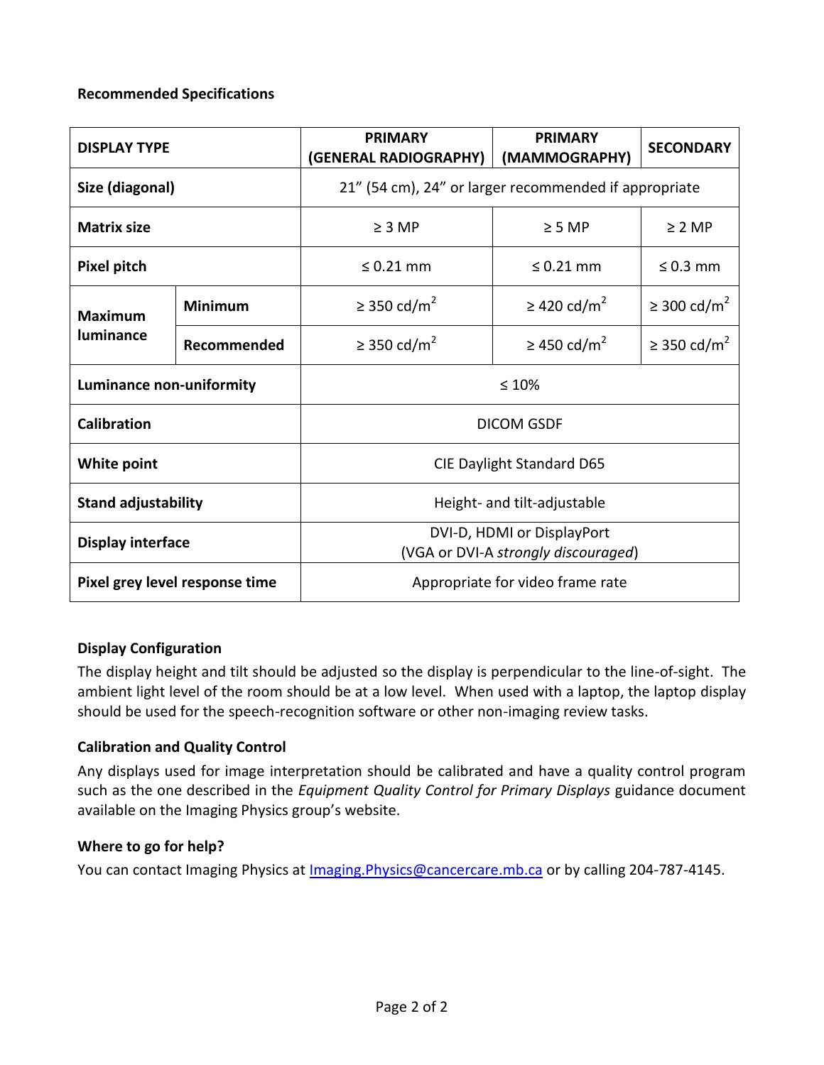**Recommended Specifications**

| DISPLAY TYPE | | PRIMARY (GENERAL RADIOGRAPHY) | PRIMARY (MAMMOGRAPHY) | SECONDARY |
|---|---|---|---|---|
| Size (diagonal) | | 21” (54 cm), 24” or larger recommended if appropriate | | |
| Matrix size | | ≥ 3 MP | ≥ 5 MP | ≥ 2 MP |
| Pixel pitch | | ≤ 0.21 mm | ≤ 0.21 mm | ≤ 0.3 mm |
| Maximum luminance | Minimum | ≥ 350 cd/m$^2$ | ≥ 420 cd/m$^2$ | ≥ 300 cd/m$^2$ |
| | Recommended | ≥ 350 cd/m$^2$ | ≥ 450 cd/m$^2$ | ≥ 350 cd/m$^2$ |
| Luminance non-uniformity | | ≤ 10% | | |
| Calibration | | DICOM GSDF | | |
| White point | | CIE Daylight Standard D65 | | |
| Stand adjustability | | Height- and tilt-adjustable | | |
| Display interface | | DVI-D, HDMI or DisplayPort (VGA or DVI-A *strongly discouraged*) | | |
| Pixel grey level response time | | Appropriate for video frame rate | | |

**Display Configuration**

The display height and tilt should be adjusted so the display is perpendicular to the line-of-sight. The ambient light level of the room should be at a low level. When used with a laptop, the laptop display should be used for the speech-recognition software or other non-imaging review tasks.

**Calibration and Quality Control**

Any displays used for image interpretation should be calibrated and have a quality control program such as the one described in the *Equipment Quality Control for Primary Displays* guidance document available on the Imaging Physics group’s website.

**Where to go for help?**

You can contact Imaging Physics at Imaging.Physics@cancercare.mb.ca or by calling 204-787-4145.